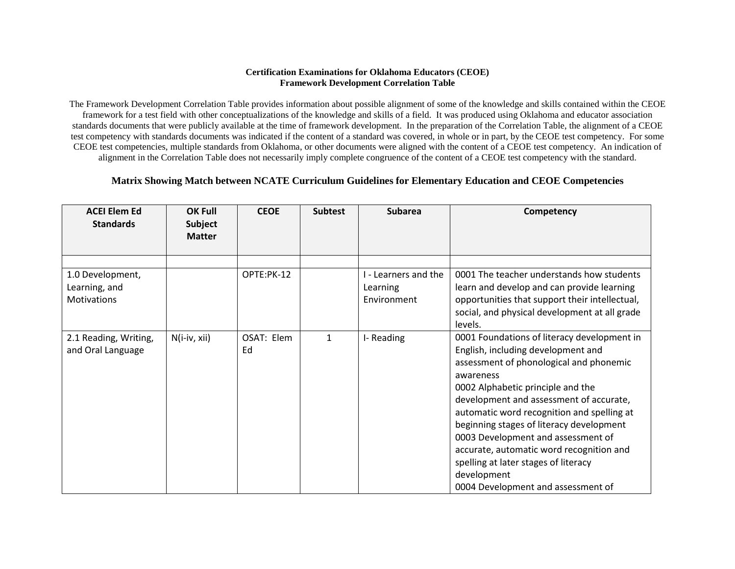**Certification Examinations for Oklahoma Educators (CEOE)**
**Framework Development Correlation Table**

The Framework Development Correlation Table provides information about possible alignment of some of the knowledge and skills contained within the CEOE framework for a test field with other conceptualizations of the knowledge and skills of a field. It was produced using Oklahoma and educator association standards documents that were publicly available at the time of framework development. In the preparation of the Correlation Table, the alignment of a CEOE test competency with standards documents was indicated if the content of a standard was covered, in whole or in part, by the CEOE test competency. For some CEOE test competencies, multiple standards from Oklahoma, or other documents were aligned with the content of a CEOE test competency. An indication of alignment in the Correlation Table does not necessarily imply complete congruence of the content of a CEOE test competency with the standard.

## Matrix Showing Match between NCATE Curriculum Guidelines for Elementary Education and CEOE Competencies

| ACEI Elem Ed Standards | OK Full Subject Matter | CEOE | Subtest | Subarea | Competency |
|---|---|---|---|---|---|
| | | | | | |
| 1.0 Development, Learning, and Motivations | | OPTE:PK-12 | | I - Learners and the Learning Environment | 0001 The teacher understands how students learn and develop and can provide learning opportunities that support their intellectual, social, and physical development at all grade levels. |
| 2.1 Reading, Writing, and Oral Language | N(i-iv, xii) | OSAT: Elem Ed | 1 | I- Reading | 0001 Foundations of literacy development in English, including development and assessment of phonological and phonemic awareness<br>0002 Alphabetic principle and the development and assessment of accurate, automatic word recognition and spelling at beginning stages of literacy development<br>0003 Development and assessment of accurate, automatic word recognition and spelling at later stages of literacy development<br>0004 Development and assessment of |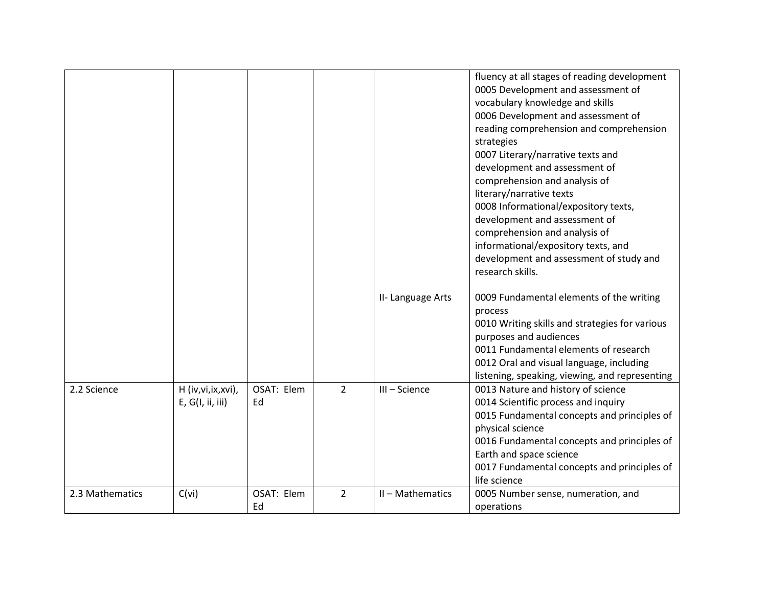| | | | | | |
|---|---|---|---|---|---|
| | | | | | fluency at all stages of reading development<br>0005 Development and assessment of vocabulary knowledge and skills<br>0006 Development and assessment of reading comprehension and comprehension strategies<br>0007 Literary/narrative texts and development and assessment of comprehension and analysis of literary/narrative texts<br>0008 Informational/expository texts, development and assessment of comprehension and analysis of informational/expository texts, and development and assessment of study and research skills. |
| | | | | II- Language Arts | 0009 Fundamental elements of the writing process<br>0010 Writing skills and strategies for various purposes and audiences<br>0011 Fundamental elements of research<br>0012 Oral and visual language, including listening, speaking, viewing, and representing |
| 2.2 Science | H (iv,vi,ix,xvi), E, G(I, ii, iii) | OSAT: Elem Ed | 2 | III – Science | 0013 Nature and history of science<br>0014 Scientific process and inquiry<br>0015 Fundamental concepts and principles of physical science<br>0016 Fundamental concepts and principles of Earth and space science<br>0017 Fundamental concepts and principles of life science |
| 2.3 Mathematics | C(vi) | OSAT: Elem Ed | 2 | II – Mathematics | 0005 Number sense, numeration, and operations |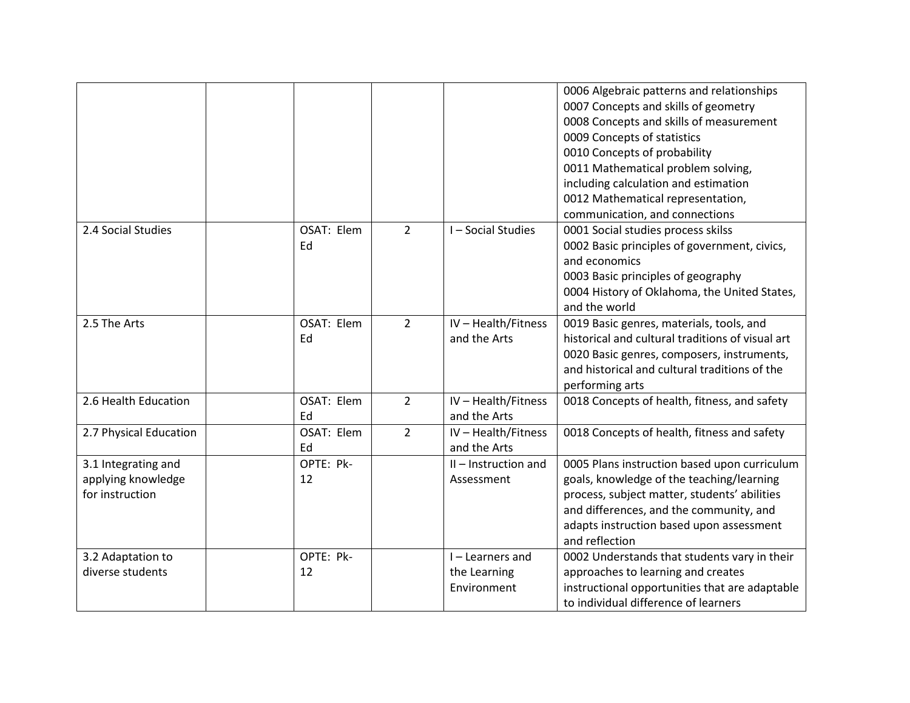| | | | | | |
|---|---|---|---|---|---|
| | | | | | 0006 Algebraic patterns and relationships<br>0007 Concepts and skills of geometry<br>0008 Concepts and skills of measurement<br>0009 Concepts of statistics<br>0010 Concepts of probability<br>0011 Mathematical problem solving, including calculation and estimation<br>0012 Mathematical representation, communication, and connections |
| 2.4 Social Studies | | OSAT: Elem Ed | 2 | I – Social Studies | 0001 Social studies process skilss<br>0002 Basic principles of government, civics, and economics<br>0003 Basic principles of geography<br>0004 History of Oklahoma, the United States, and the world |
| 2.5 The Arts | | OSAT: Elem Ed | 2 | IV – Health/Fitness and the Arts | 0019 Basic genres, materials, tools, and historical and cultural traditions of visual art<br>0020 Basic genres, composers, instruments, and historical and cultural traditions of the performing arts |
| 2.6 Health Education | | OSAT: Elem Ed | 2 | IV – Health/Fitness and the Arts | 0018 Concepts of health, fitness, and safety |
| 2.7 Physical Education | | OSAT: Elem Ed | 2 | IV – Health/Fitness and the Arts | 0018 Concepts of health, fitness and safety |
| 3.1 Integrating and applying knowledge for instruction | | OPTE: Pk-12 | | II – Instruction and Assessment | 0005 Plans instruction based upon curriculum goals, knowledge of the teaching/learning process, subject matter, students' abilities and differences, and the community, and adapts instruction based upon assessment and reflection |
| 3.2 Adaptation to diverse students | | OPTE: Pk-12 | | I – Learners and the Learning Environment | 0002 Understands that students vary in their approaches to learning and creates instructional opportunities that are adaptable to individual difference of learners |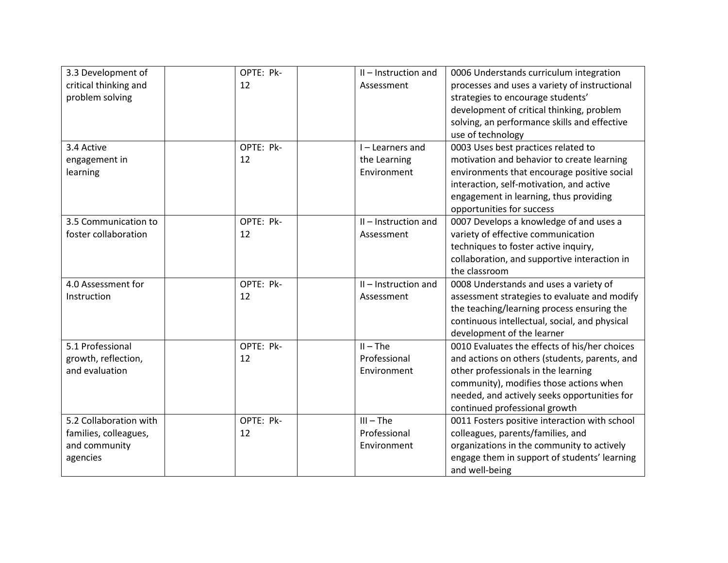| | | | | | |
|---|---|---|---|---|---|
| 3.3 Development of critical thinking and problem solving | | OPTE: Pk-12 | | II – Instruction and Assessment | 0006 Understands curriculum integration processes and uses a variety of instructional strategies to encourage students' development of critical thinking, problem solving, an performance skills and effective use of technology |
| 3.4 Active engagement in learning | | OPTE: Pk-12 | | I – Learners and the Learning Environment | 0003 Uses best practices related to motivation and behavior to create learning environments that encourage positive social interaction, self-motivation, and active engagement in learning, thus providing opportunities for success |
| 3.5 Communication to foster collaboration | | OPTE: Pk-12 | | II – Instruction and Assessment | 0007 Develops a knowledge of and uses a variety of effective communication techniques to foster active inquiry, collaboration, and supportive interaction in the classroom |
| 4.0 Assessment for Instruction | | OPTE: Pk-12 | | II – Instruction and Assessment | 0008 Understands and uses a variety of assessment strategies to evaluate and modify the teaching/learning process ensuring the continuous intellectual, social, and physical development of the learner |
| 5.1 Professional growth, reflection, and evaluation | | OPTE: Pk-12 | | II – The Professional Environment | 0010 Evaluates the effects of his/her choices and actions on others (students, parents, and other professionals in the learning community), modifies those actions when needed, and actively seeks opportunities for continued professional growth |
| 5.2 Collaboration with families, colleagues, and community agencies | | OPTE: Pk-12 | | III – The Professional Environment | 0011 Fosters positive interaction with school colleagues, parents/families, and organizations in the community to actively engage them in support of students' learning and well-being |